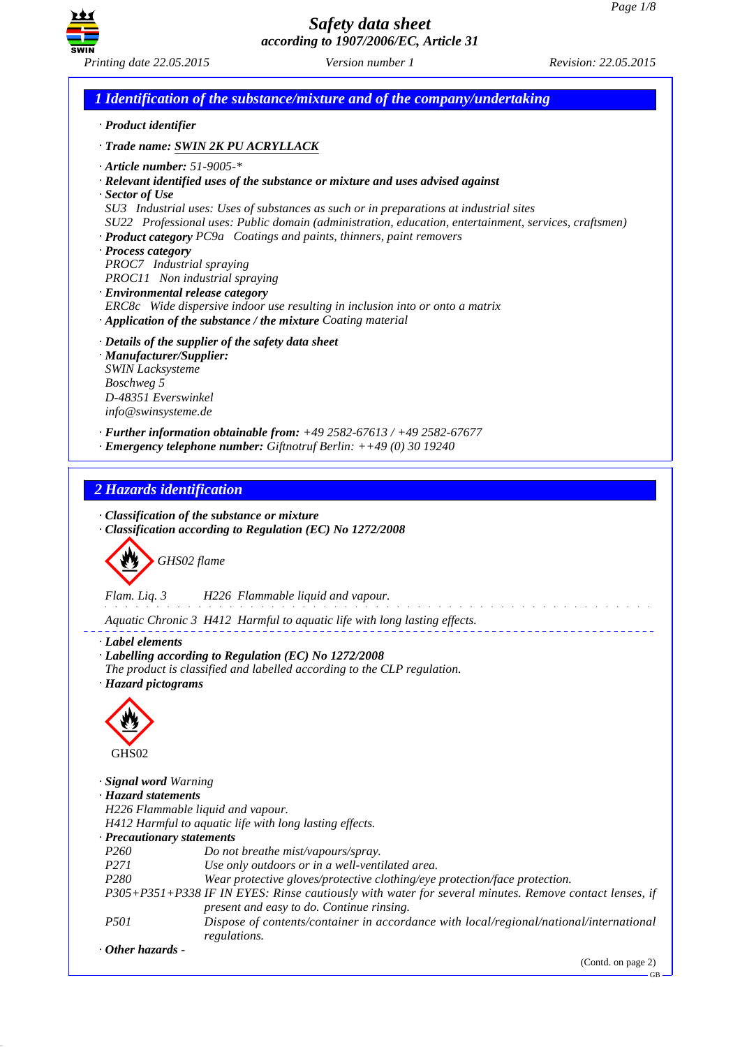# Safety data sheet
## according to 1907/2006/EC, Article 31

Printing date 22.05.2015 | Version number 1 | Revision: 22.05.2015

## 1 Identification of the substance/mixture and of the company/undertaking

· **Product identifier**

· **Trade name: SWIN 2K PU ACRYLLACK**

· **Article number:** 51-9005-*
· **Relevant identified uses of the substance or mixture and uses advised against**
· **Sector of Use**
SU3 Industrial uses: Uses of substances as such or in preparations at industrial sites
SU22 Professional uses: Public domain (administration, education, entertainment, services, craftsmen)
· **Product category** PC9a Coatings and paints, thinners, paint removers
· **Process category**
PROC7 Industrial spraying
PROC11 Non industrial spraying
· **Environmental release category**
ERC8c Wide dispersive indoor use resulting in inclusion into or onto a matrix
· **Application of the substance / the mixture** Coating material

· **Details of the supplier of the safety data sheet**
· **Manufacturer/Supplier:**
SWIN Lacksysteme
Boschweg 5
D-48351 Everswinkel
info@swinsysteme.de

· **Further information obtainable from:** +49 2582-67613 / +49 2582-67677
· **Emergency telephone number:** Giftnotruf Berlin: ++49 (0) 30 19240

## 2 Hazards identification

· **Classification of the substance or mixture**
· **Classification according to Regulation (EC) No 1272/2008**

GHS02 flame

Flam. Liq. 3 H226 Flammable liquid and vapour.

Aquatic Chronic 3 H412 Harmful to aquatic life with long lasting effects.

· **Label elements**
· **Labelling according to Regulation (EC) No 1272/2008**
The product is classified and labelled according to the CLP regulation.
· **Hazard pictograms**

GHS02

· **Signal word** Warning
· **Hazard statements**
H226 Flammable liquid and vapour.
H412 Harmful to aquatic life with long lasting effects.
· **Precautionary statements**

| | |
|---|---|
| P260 | Do not breathe mist/vapours/spray. |
| P271 | Use only outdoors or in a well-ventilated area. |
| P280 | Wear protective gloves/protective clothing/eye protection/face protection. |
| P305+P351+P338 | IF IN EYES: Rinse cautiously with water for several minutes. Remove contact lenses, if present and easy to do. Continue rinsing. |
| P501 | Dispose of contents/container in accordance with local/regional/national/international regulations. |

· **Other hazards** -

(Contd. on page 2)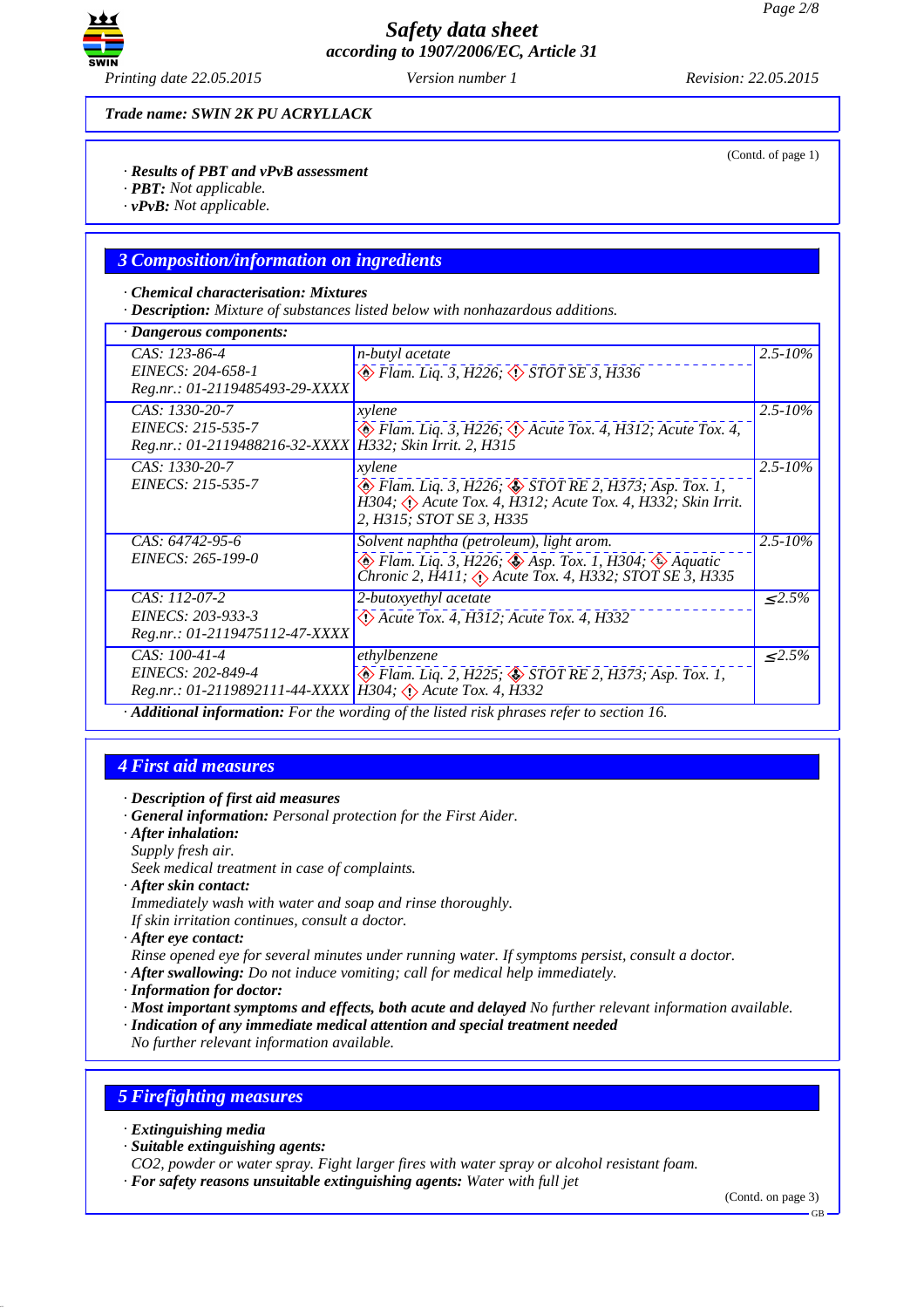Trade name: SWIN 2K PU ACRYLLACK

(Contd. of page 1)

· **Results of PBT and vPvB assessment**
· **PBT:** Not applicable.
· **vPvB:** Not applicable.

## 3 Composition/information on ingredients

· **Chemical characterisation: Mixtures**
· **Description:** Mixture of substances listed below with nonhazardous additions.

| · Dangerous components: | | |
|---|---|---|
| CAS: 123-86-4<br>EINECS: 204-658-1<br>Reg.nr.: 01-2119485493-29-XXXX | n-butyl acetate<br>Flam. Liq. 3, H226; STOT SE 3, H336 | 2.5-10% |
| CAS: 1330-20-7<br>EINECS: 215-535-7<br>Reg.nr.: 01-2119488216-32-XXXX | xylene<br>Flam. Liq. 3, H226; Acute Tox. 4, H312; Acute Tox. 4, H332; Skin Irrit. 2, H315 | 2.5-10% |
| CAS: 1330-20-7<br>EINECS: 215-535-7 | xylene<br>Flam. Liq. 3, H226; STOT RE 2, H373; Asp. Tox. 1, H304; Acute Tox. 4, H312; Acute Tox. 4, H332; Skin Irrit. 2, H315; STOT SE 3, H335 | 2.5-10% |
| CAS: 64742-95-6<br>EINECS: 265-199-0 | Solvent naphtha (petroleum), light arom.<br>Flam. Liq. 3, H226; Asp. Tox. 1, H304; Aquatic Chronic 2, H411; Acute Tox. 4, H332; STOT SE 3, H335 | 2.5-10% |
| CAS: 112-07-2<br>EINECS: 203-933-3<br>Reg.nr.: 01-2119475112-47-XXXX | 2-butoxyethyl acetate<br>Acute Tox. 4, H312; Acute Tox. 4, H332 | ≤2.5% |
| CAS: 100-41-4<br>EINECS: 202-849-4<br>Reg.nr.: 01-2119892111-44-XXXX | ethylbenzene<br>Flam. Liq. 2, H225; STOT RE 2, H373; Asp. Tox. 1, H304; Acute Tox. 4, H332 | ≤2.5% |

· **Additional information:** For the wording of the listed risk phrases refer to section 16.

## 4 First aid measures

· **Description of first aid measures**
· **General information:** Personal protection for the First Aider.
· **After inhalation:**
Supply fresh air.
Seek medical treatment in case of complaints.
· **After skin contact:**
Immediately wash with water and soap and rinse thoroughly.
If skin irritation continues, consult a doctor.
· **After eye contact:**
Rinse opened eye for several minutes under running water. If symptoms persist, consult a doctor.
· **After swallowing:** Do not induce vomiting; call for medical help immediately.
· **Information for doctor:**
· **Most important symptoms and effects, both acute and delayed** No further relevant information available.
· **Indication of any immediate medical attention and special treatment needed**
No further relevant information available.

## 5 Firefighting measures

· **Extinguishing media**
· **Suitable extinguishing agents:**
CO2, powder or water spray. Fight larger fires with water spray or alcohol resistant foam.
· **For safety reasons unsuitable extinguishing agents:** Water with full jet

(Contd. on page 3)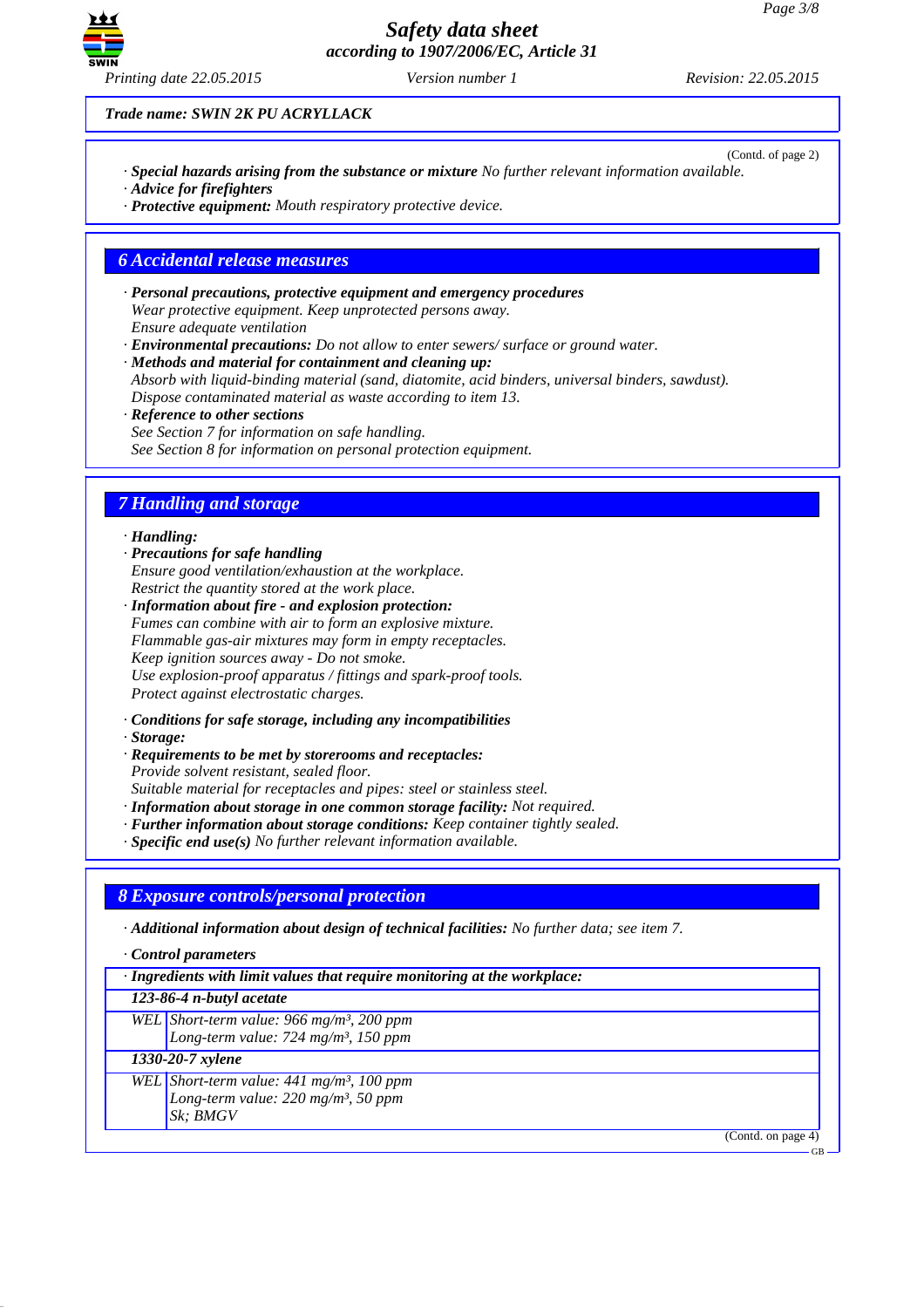*Trade name: SWIN 2K PU ACRYLLACK*

(Contd. of page 2)

· ***Special hazards arising from the substance or mixture*** *No further relevant information available.*
· ***Advice for firefighters***
· ***Protective equipment:*** *Mouth respiratory protective device.*

## *6 Accidental release measures*

· ***Personal precautions, protective equipment and emergency procedures***
*Wear protective equipment. Keep unprotected persons away.*
*Ensure adequate ventilation*
· ***Environmental precautions:*** *Do not allow to enter sewers/ surface or ground water.*
· ***Methods and material for containment and cleaning up:***
*Absorb with liquid-binding material (sand, diatomite, acid binders, universal binders, sawdust).*
*Dispose contaminated material as waste according to item 13.*
· ***Reference to other sections***
*See Section 7 for information on safe handling.*
*See Section 8 for information on personal protection equipment.*

## *7 Handling and storage*

· ***Handling:***
· ***Precautions for safe handling***
*Ensure good ventilation/exhaustion at the workplace.*
*Restrict the quantity stored at the work place.*
· ***Information about fire - and explosion protection:***
*Fumes can combine with air to form an explosive mixture.*
*Flammable gas-air mixtures may form in empty receptacles.*
*Keep ignition sources away - Do not smoke.*
*Use explosion-proof apparatus / fittings and spark-proof tools.*
*Protect against electrostatic charges.*

· ***Conditions for safe storage, including any incompatibilities***
· ***Storage:***
· ***Requirements to be met by storerooms and receptacles:***
*Provide solvent resistant, sealed floor.*
*Suitable material for receptacles and pipes: steel or stainless steel.*
· ***Information about storage in one common storage facility:*** *Not required.*
· ***Further information about storage conditions:*** *Keep container tightly sealed.*
· ***Specific end use(s)*** *No further relevant information available.*

## *8 Exposure controls/personal protection*

· ***Additional information about design of technical facilities:*** *No further data; see item 7.*

· ***Control parameters***

| · ***Ingredients with limit values that require monitoring at the workplace:*** | |
|---|---|
| ***123-86-4 n-butyl acetate*** | |
| *WEL* | *Short-term value: 966 mg/m³, 200 ppm*<br>*Long-term value: 724 mg/m³, 150 ppm* |
| ***1330-20-7 xylene*** | |
| *WEL* | *Short-term value: 441 mg/m³, 100 ppm*<br>*Long-term value: 220 mg/m³, 50 ppm*<br>*Sk; BMGV* |

(Contd. on page 4)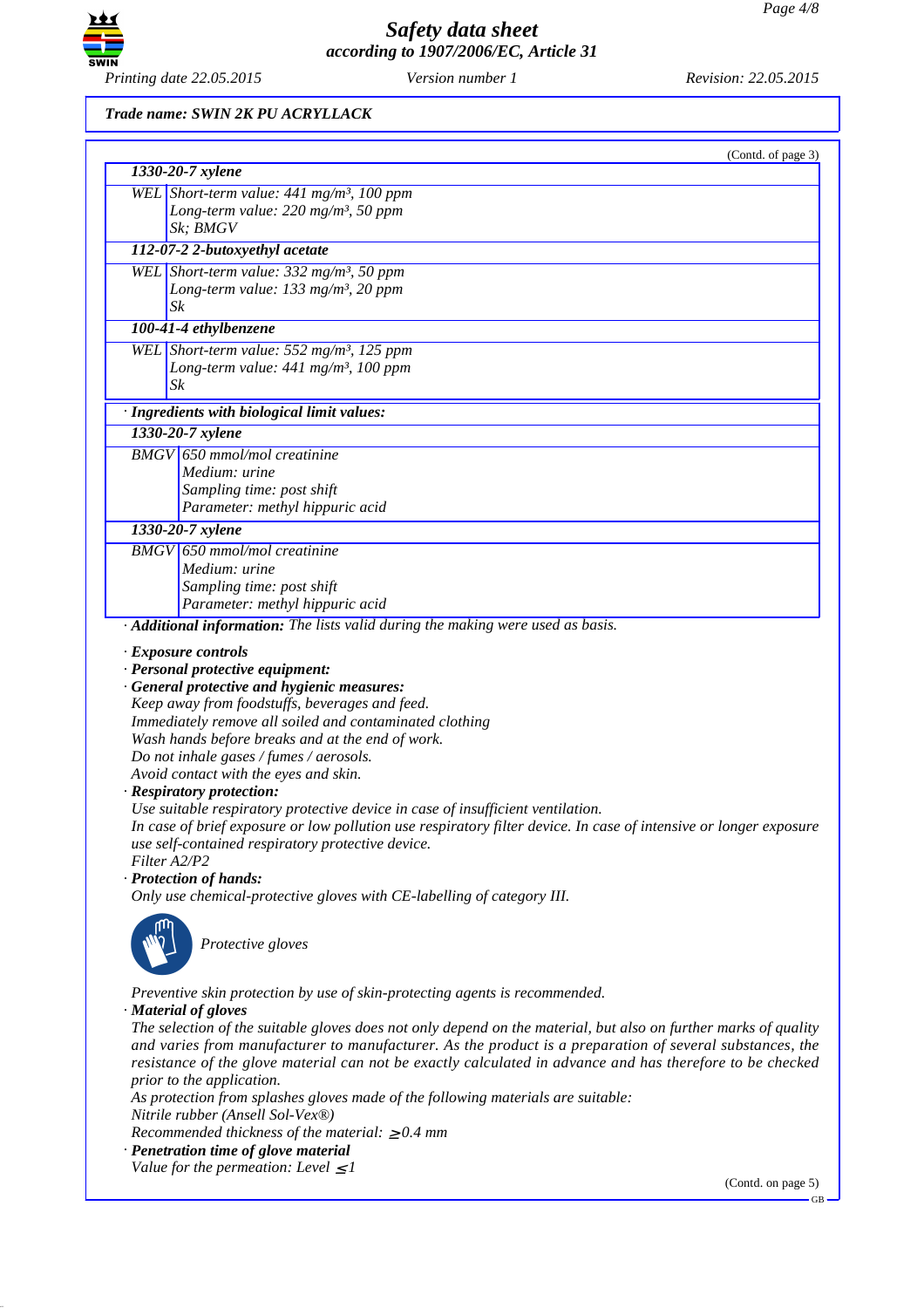*Trade name: SWIN 2K PU ACRYLLACK*

(Contd. of page 3)

| | |
|---|---|
| **1330-20-7 xylene** | |
| WEL | Short-term value: 441 mg/m³, 100 ppm<br>Long-term value: 220 mg/m³, 50 ppm<br>Sk; BMGV |
| **112-07-2 2-butoxyethyl acetate** | |
| WEL | Short-term value: 332 mg/m³, 50 ppm<br>Long-term value: 133 mg/m³, 20 ppm<br>Sk |
| **100-41-4 ethylbenzene** | |
| WEL | Short-term value: 552 mg/m³, 125 ppm<br>Long-term value: 441 mg/m³, 100 ppm<br>Sk |

· **Ingredients with biological limit values:**

| | |
|---|---|
| **1330-20-7 xylene** | |
| BMGV | 650 mmol/mol creatinine<br>Medium: urine<br>Sampling time: post shift<br>Parameter: methyl hippuric acid |
| **1330-20-7 xylene** | |
| BMGV | 650 mmol/mol creatinine<br>Medium: urine<br>Sampling time: post shift<br>Parameter: methyl hippuric acid |

· **Additional information:** The lists valid during the making were used as basis.

· **Exposure controls**
· **Personal protective equipment:**
· **General protective and hygienic measures:**
Keep away from foodstuffs, beverages and feed.
Immediately remove all soiled and contaminated clothing
Wash hands before breaks and at the end of work.
Do not inhale gases / fumes / aerosols.
Avoid contact with the eyes and skin.
· **Respiratory protection:**
Use suitable respiratory protective device in case of insufficient ventilation.
In case of brief exposure or low pollution use respiratory filter device. In case of intensive or longer exposure use self-contained respiratory protective device.
Filter A2/P2
· **Protection of hands:**
Only use chemical-protective gloves with CE-labelling of category III.

Protective gloves

Preventive skin protection by use of skin-protecting agents is recommended.
· **Material of gloves**
The selection of the suitable gloves does not only depend on the material, but also on further marks of quality and varies from manufacturer to manufacturer. As the product is a preparation of several substances, the resistance of the glove material can not be exactly calculated in advance and has therefore to be checked prior to the application.
As protection from splashes gloves made of the following materials are suitable:
Nitrile rubber (Ansell Sol-Vex®)
Recommended thickness of the material: $\geq$0.4 mm
· **Penetration time of glove material**
Value for the permeation: Level $\leq$1

(Contd. on page 5)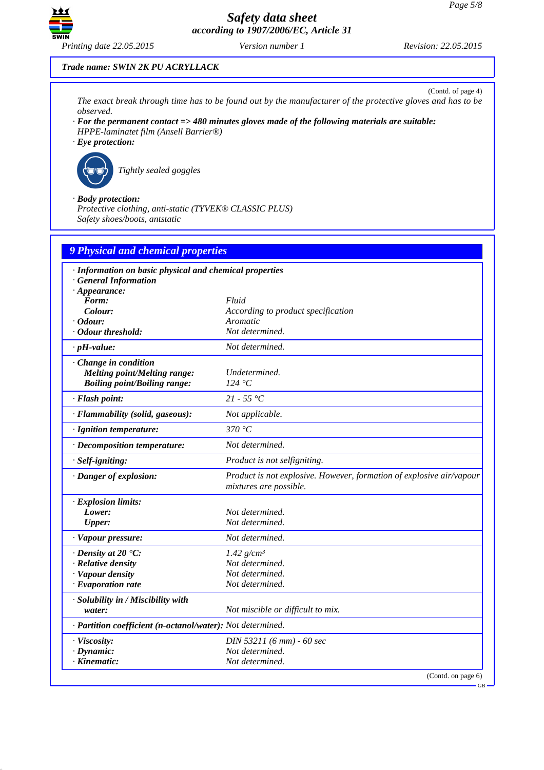Trade name: SWIN 2K PU ACRYLLACK

(Contd. of page 4)

The exact break through time has to be found out by the manufacturer of the protective gloves and has to be observed.

· **For the permanent contact => 480 minutes gloves made of the following materials are suitable:**
HPPE-laminatet film (Ansell Barrier®)

· **Eye protection:**

Tightly sealed goggles

· **Body protection:**
Protective clothing, anti-static (TYVEK® CLASSIC PLUS)
Safety shoes/boots, antstatic

## 9 Physical and chemical properties

· **Information on basic physical and chemical properties**
· **General Information**
· **Appearance:**

| | |
|---|---|
| **Form:** | Fluid |
| **Colour:** | According to product specification |
| · **Odour:** | Aromatic |
| · **Odour threshold:** | Not determined. |
| · **pH-value:** | Not determined. |
| · **Change in condition** | |
| **Melting point/Melting range:** | Undetermined. |
| **Boiling point/Boiling range:** | 124 °C |
| · **Flash point:** | 21 - 55 °C |
| · **Flammability (solid, gaseous):** | Not applicable. |
| · **Ignition temperature:** | 370 °C |
| · **Decomposition temperature:** | Not determined. |
| · **Self-igniting:** | Product is not selfigniting. |
| · **Danger of explosion:** | Product is not explosive. However, formation of explosive air/vapour mixtures are possible. |
| · **Explosion limits:** | |
| **Lower:** | Not determined. |
| **Upper:** | Not determined. |
| · **Vapour pressure:** | Not determined. |
| · **Density at 20 °C:** | 1.42 g/cm³ |
| · **Relative density** | Not determined. |
| · **Vapour density** | Not determined. |
| · **Evaporation rate** | Not determined. |
| · **Solubility in / Miscibility with water:** | Not miscible or difficult to mix. |
| · **Partition coefficient (n-octanol/water):** | Not determined. |
| · **Viscosity:** | DIN 53211 (6 mm) - 60 sec |
| · **Dynamic:** | Not determined. |
| · **Kinematic:** | Not determined. |

(Contd. on page 6)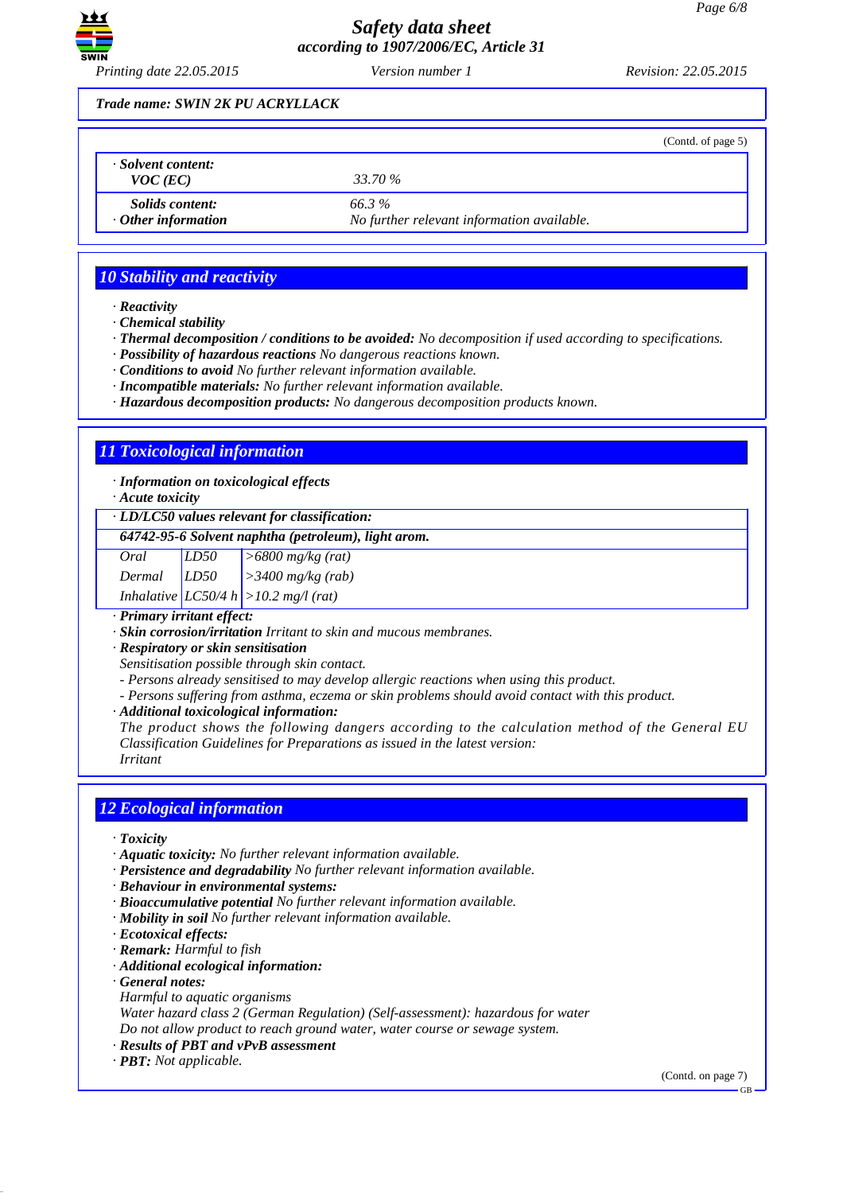**Trade name: SWIN 2K PU ACRYLLACK**

(Contd. of page 5)

| · Solvent content: | |
|---|---|
| VOC (EC) | 33.70 % |
| Solids content: | 66.3 % |
| · Other information | No further relevant information available. |

## 10 Stability and reactivity

- · **Reactivity**
- · **Chemical stability**
- · **Thermal decomposition / conditions to be avoided:** No decomposition if used according to specifications.
- · **Possibility of hazardous reactions** No dangerous reactions known.
- · **Conditions to avoid** No further relevant information available.
- · **Incompatible materials:** No further relevant information available.
- · **Hazardous decomposition products:** No dangerous decomposition products known.

## 11 Toxicological information

- · **Information on toxicological effects**
- · **Acute toxicity**

| · LD/LC50 values relevant for classification: | | |
|---|---|---|
| **64742-95-6 Solvent naphtha (petroleum), light arom.** | | |
| Oral | LD50 | >6800 mg/kg (rat) |
| Dermal | LD50 | >3400 mg/kg (rab) |
| Inhalative | LC50/4 h | >10.2 mg/l (rat) |

- · **Primary irritant effect:**
- · **Skin corrosion/irritation** Irritant to skin and mucous membranes.
- · **Respiratory or skin sensitisation**
  Sensitisation possible through skin contact.
  - Persons already sensitised to may develop allergic reactions when using this product.
  - Persons suffering from asthma, eczema or skin problems should avoid contact with this product.
- · **Additional toxicological information:**
  The product shows the following dangers according to the calculation method of the General EU Classification Guidelines for Preparations as issued in the latest version:
  Irritant

## 12 Ecological information

- · **Toxicity**
- · **Aquatic toxicity:** No further relevant information available.
- · **Persistence and degradability** No further relevant information available.
- · **Behaviour in environmental systems:**
- · **Bioaccumulative potential** No further relevant information available.
- · **Mobility in soil** No further relevant information available.
- · **Ecotoxical effects:**
- · **Remark:** Harmful to fish
- · **Additional ecological information:**
- · **General notes:**
  Harmful to aquatic organisms
  Water hazard class 2 (German Regulation) (Self-assessment): hazardous for water
  Do not allow product to reach ground water, water course or sewage system.
- · **Results of PBT and vPvB assessment**
- · **PBT:** Not applicable.

(Contd. on page 7)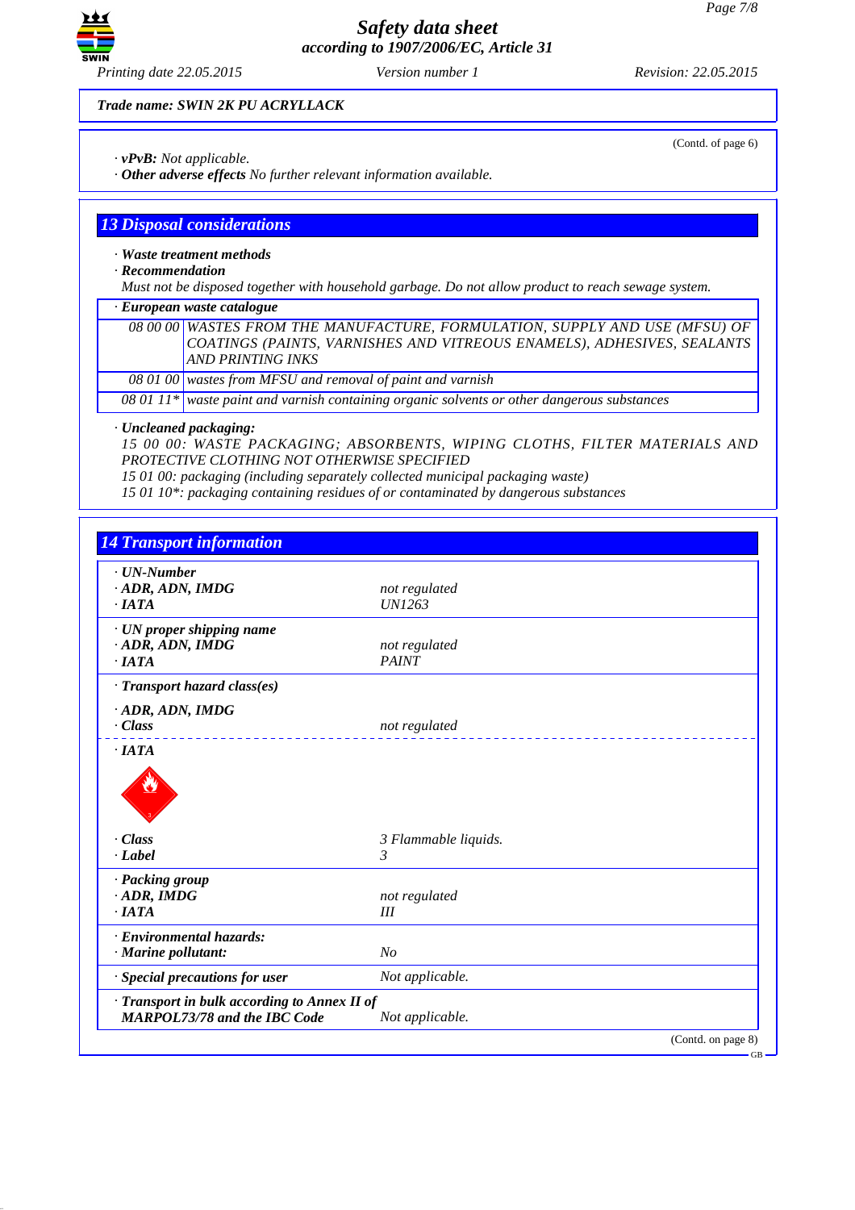**Trade name: SWIN 2K PU ACRYLLACK**

(Contd. of page 6)

· ***vPvB:*** *Not applicable.*
· ***Other adverse effects*** *No further relevant information available.*

## 13 Disposal considerations

· ***Waste treatment methods***
· ***Recommendation***
*Must not be disposed together with household garbage. Do not allow product to reach sewage system.*

| · *European waste catalogue* | |
|---|---|
| *08 00 00* | *WASTES FROM THE MANUFACTURE, FORMULATION, SUPPLY AND USE (MFSU) OF COATINGS (PAINTS, VARNISHES AND VITREOUS ENAMELS), ADHESIVES, SEALANTS AND PRINTING INKS* |
| *08 01 00* | *wastes from MFSU and removal of paint and varnish* |
| *08 01 11\** | *waste paint and varnish containing organic solvents or other dangerous substances* |

· ***Uncleaned packaging:***
*15 00 00: WASTE PACKAGING; ABSORBENTS, WIPING CLOTHS, FILTER MATERIALS AND PROTECTIVE CLOTHING NOT OTHERWISE SPECIFIED*
*15 01 00: packaging (including separately collected municipal packaging waste)*
*15 01 10\*: packaging containing residues of or contaminated by dangerous substances*

## 14 Transport information

| | |
|---|---|
| · ***UN-Number*** | |
| · ***ADR, ADN, IMDG*** | *not regulated* |
| · ***IATA*** | *UN1263* |
| · ***UN proper shipping name*** | |
| · ***ADR, ADN, IMDG*** | *not regulated* |
| · ***IATA*** | *PAINT* |
| · ***Transport hazard class(es)*** | |
| · ***ADR, ADN, IMDG*** | |
| · ***Class*** | *not regulated* |
| · ***IATA*** | |
| · ***Class*** | *3 Flammable liquids.* |
| · ***Label*** | *3* |
| · ***Packing group*** | |
| · ***ADR, IMDG*** | *not regulated* |
| · ***IATA*** | *III* |
| · ***Environmental hazards:*** | |
| · ***Marine pollutant:*** | *No* |
| · ***Special precautions for user*** | *Not applicable.* |
| · ***Transport in bulk according to Annex II of MARPOL73/78 and the IBC Code*** | *Not applicable.* |

(Contd. on page 8)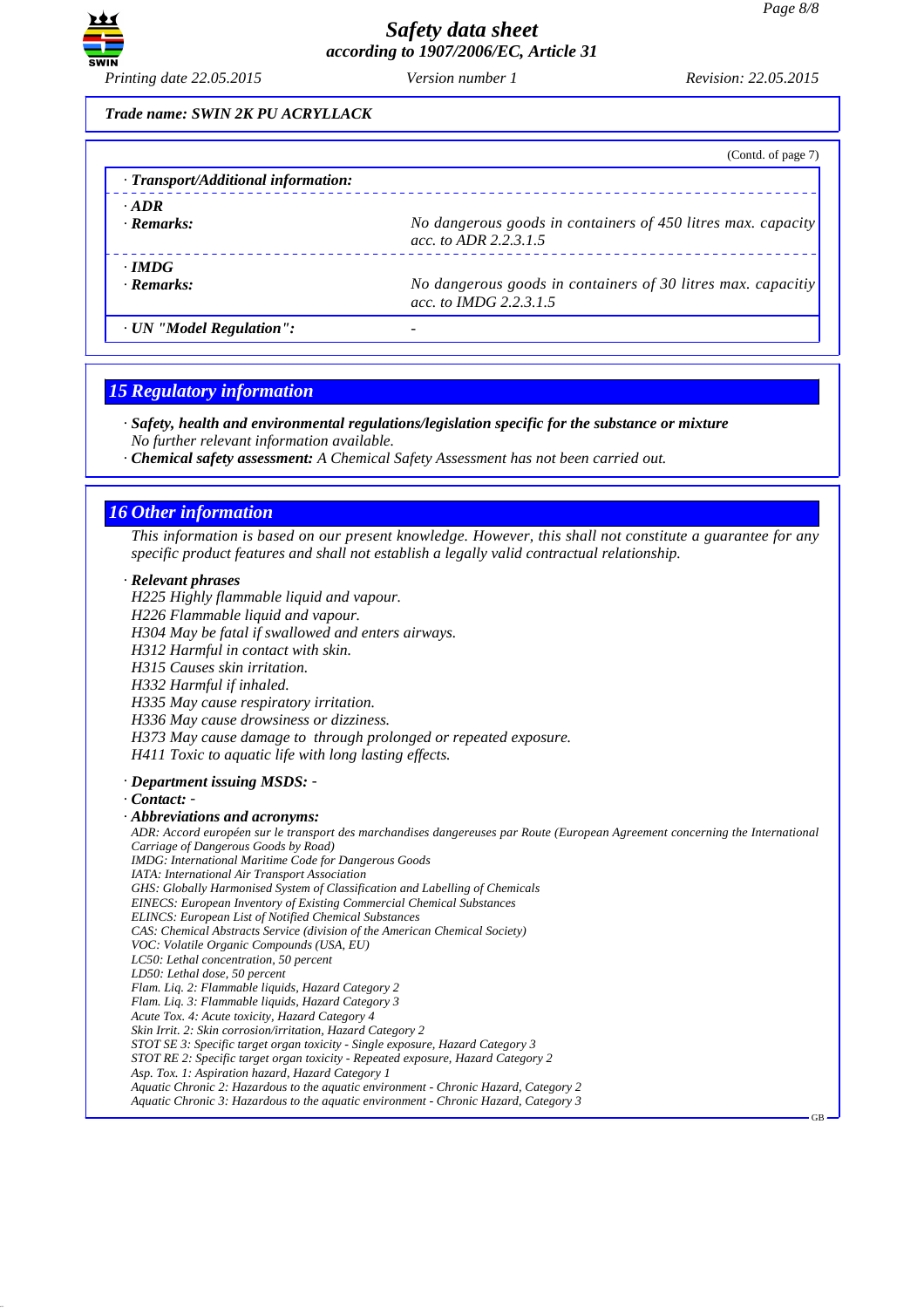Trade name: SWIN 2K PU ACRYLLACK

(Contd. of page 7)

| · Transport/Additional information: | |
|---|---|
| · ADR | |
| · Remarks: | No dangerous goods in containers of 450 litres max. capacity acc. to ADR 2.2.3.1.5 |
| · IMDG | |
| · Remarks: | No dangerous goods in containers of 30 litres max. capacitiy acc. to IMDG 2.2.3.1.5 |
| · UN "Model Regulation": | - |

## 15 Regulatory information

· **Safety, health and environmental regulations/legislation specific for the substance or mixture**
No further relevant information available.
· **Chemical safety assessment:** A Chemical Safety Assessment has not been carried out.

## 16 Other information

This information is based on our present knowledge. However, this shall not constitute a guarantee for any specific product features and shall not establish a legally valid contractual relationship.

· **Relevant phrases**
H225 Highly flammable liquid and vapour.
H226 Flammable liquid and vapour.
H304 May be fatal if swallowed and enters airways.
H312 Harmful in contact with skin.
H315 Causes skin irritation.
H332 Harmful if inhaled.
H335 May cause respiratory irritation.
H336 May cause drowsiness or dizziness.
H373 May cause damage to through prolonged or repeated exposure.
H411 Toxic to aquatic life with long lasting effects.

· **Department issuing MSDS:** -
· **Contact:** -
· **Abbreviations and acronyms:**
ADR: Accord européen sur le transport des marchandises dangereuses par Route (European Agreement concerning the International Carriage of Dangerous Goods by Road)
IMDG: International Maritime Code for Dangerous Goods
IATA: International Air Transport Association
GHS: Globally Harmonised System of Classification and Labelling of Chemicals
EINECS: European Inventory of Existing Commercial Chemical Substances
ELINCS: European List of Notified Chemical Substances
CAS: Chemical Abstracts Service (division of the American Chemical Society)
VOC: Volatile Organic Compounds (USA, EU)
LC50: Lethal concentration, 50 percent
LD50: Lethal dose, 50 percent
Flam. Liq. 2: Flammable liquids, Hazard Category 2
Flam. Liq. 3: Flammable liquids, Hazard Category 3
Acute Tox. 4: Acute toxicity, Hazard Category 4
Skin Irrit. 2: Skin corrosion/irritation, Hazard Category 2
STOT SE 3: Specific target organ toxicity - Single exposure, Hazard Category 3
STOT RE 2: Specific target organ toxicity - Repeated exposure, Hazard Category 2
Asp. Tox. 1: Aspiration hazard, Hazard Category 1
Aquatic Chronic 2: Hazardous to the aquatic environment - Chronic Hazard, Category 2
Aquatic Chronic 3: Hazardous to the aquatic environment - Chronic Hazard, Category 3